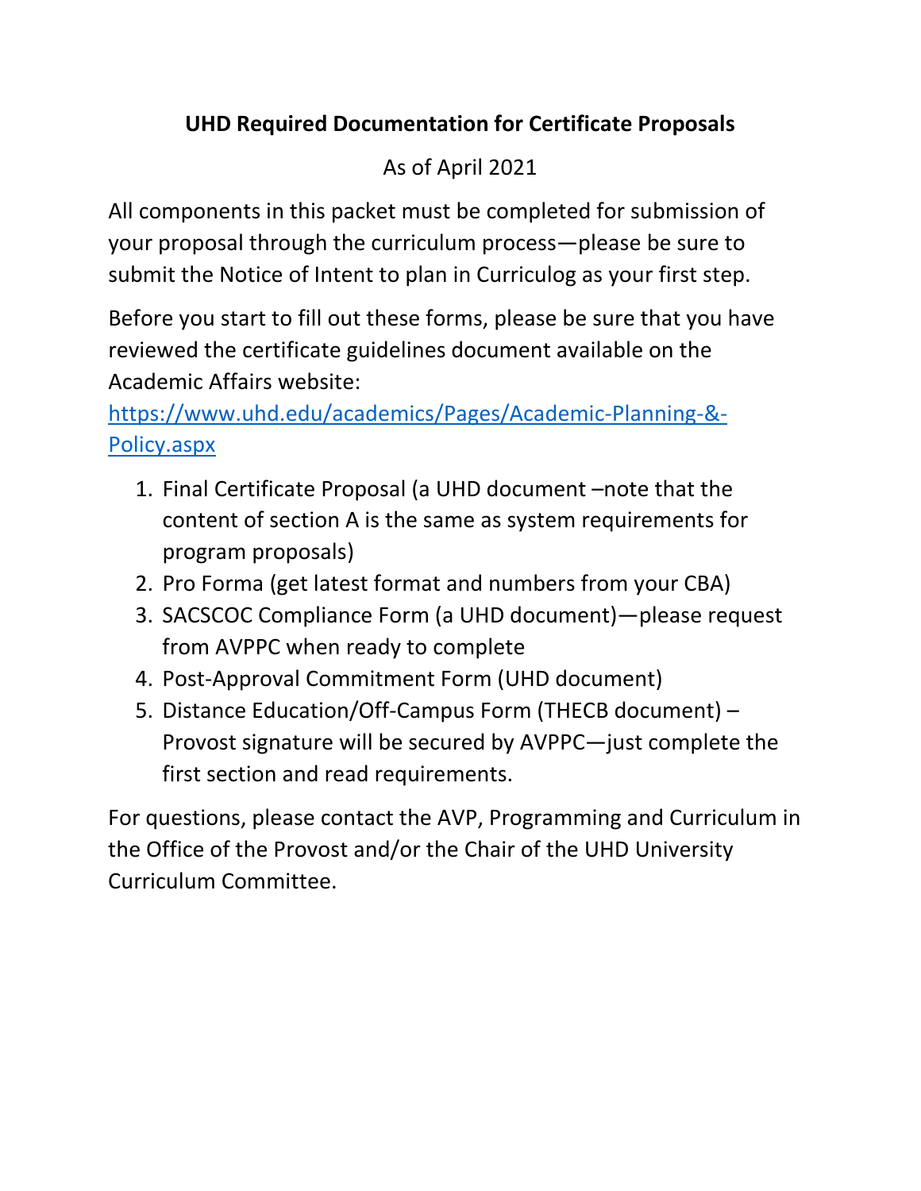# UHD Required Documentation for Certificate Proposals

As of April 2021

All components in this packet must be completed for submission of your proposal through the curriculum process—please be sure to submit the Notice of Intent to plan in Curriculog as your first step.

Before you start to fill out these forms, please be sure that you have reviewed the certificate guidelines document available on the Academic Affairs website: [https://www.uhd.edu/academics/Pages/Academic-Planning-&-Policy.aspx](https://www.uhd.edu/academics/Pages/Academic-Planning-&-Policy.aspx)

1. Final Certificate Proposal (a UHD document –note that the content of section A is the same as system requirements for program proposals)
2. Pro Forma (get latest format and numbers from your CBA)
3. SACSCOC Compliance Form (a UHD document)—please request from AVPPC when ready to complete
4. Post-Approval Commitment Form (UHD document)
5. Distance Education/Off-Campus Form (THECB document) – Provost signature will be secured by AVPPC—just complete the first section and read requirements.

For questions, please contact the AVP, Programming and Curriculum in the Office of the Provost and/or the Chair of the UHD University Curriculum Committee.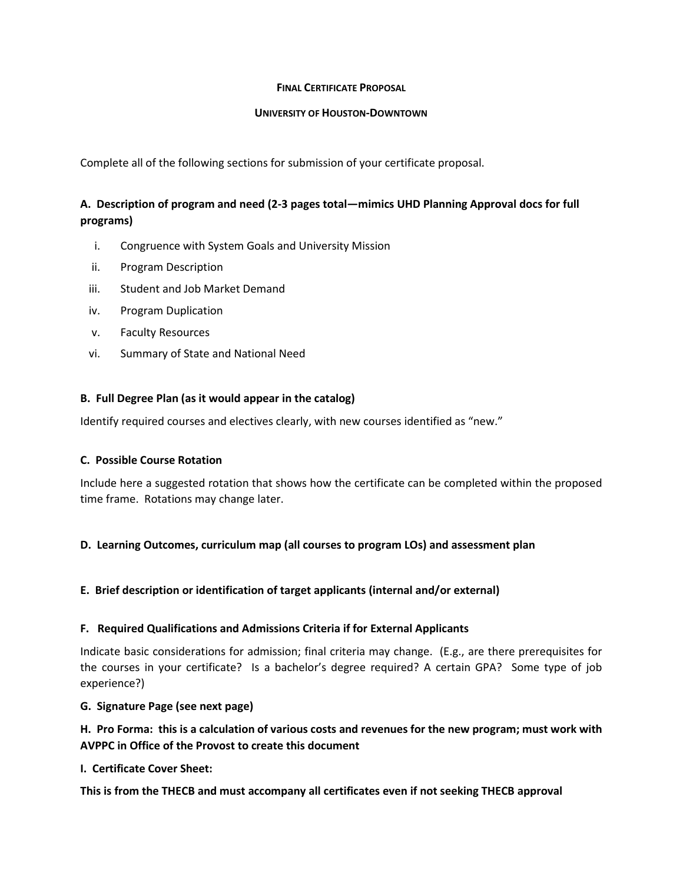**FINAL CERTIFICATE PROPOSAL**

**UNIVERSITY OF HOUSTON-DOWNTOWN**

Complete all of the following sections for submission of your certificate proposal.

**A. Description of program and need (2-3 pages total—mimics UHD Planning Approval docs for full programs)**

i. Congruence with System Goals and University Mission
ii. Program Description
iii. Student and Job Market Demand
iv. Program Duplication
v. Faculty Resources
vi. Summary of State and National Need

**B. Full Degree Plan (as it would appear in the catalog)**

Identify required courses and electives clearly, with new courses identified as "new."

**C. Possible Course Rotation**

Include here a suggested rotation that shows how the certificate can be completed within the proposed time frame. Rotations may change later.

**D. Learning Outcomes, curriculum map (all courses to program LOs) and assessment plan**

**E. Brief description or identification of target applicants (internal and/or external)**

**F. Required Qualifications and Admissions Criteria if for External Applicants**

Indicate basic considerations for admission; final criteria may change. (E.g., are there prerequisites for the courses in your certificate? Is a bachelor's degree required? A certain GPA? Some type of job experience?)

**G. Signature Page (see next page)**

**H. Pro Forma: this is a calculation of various costs and revenues for the new program; must work with AVPPC in Office of the Provost to create this document**

**I. Certificate Cover Sheet:**

**This is from the THECB and must accompany all certificates even if not seeking THECB approval**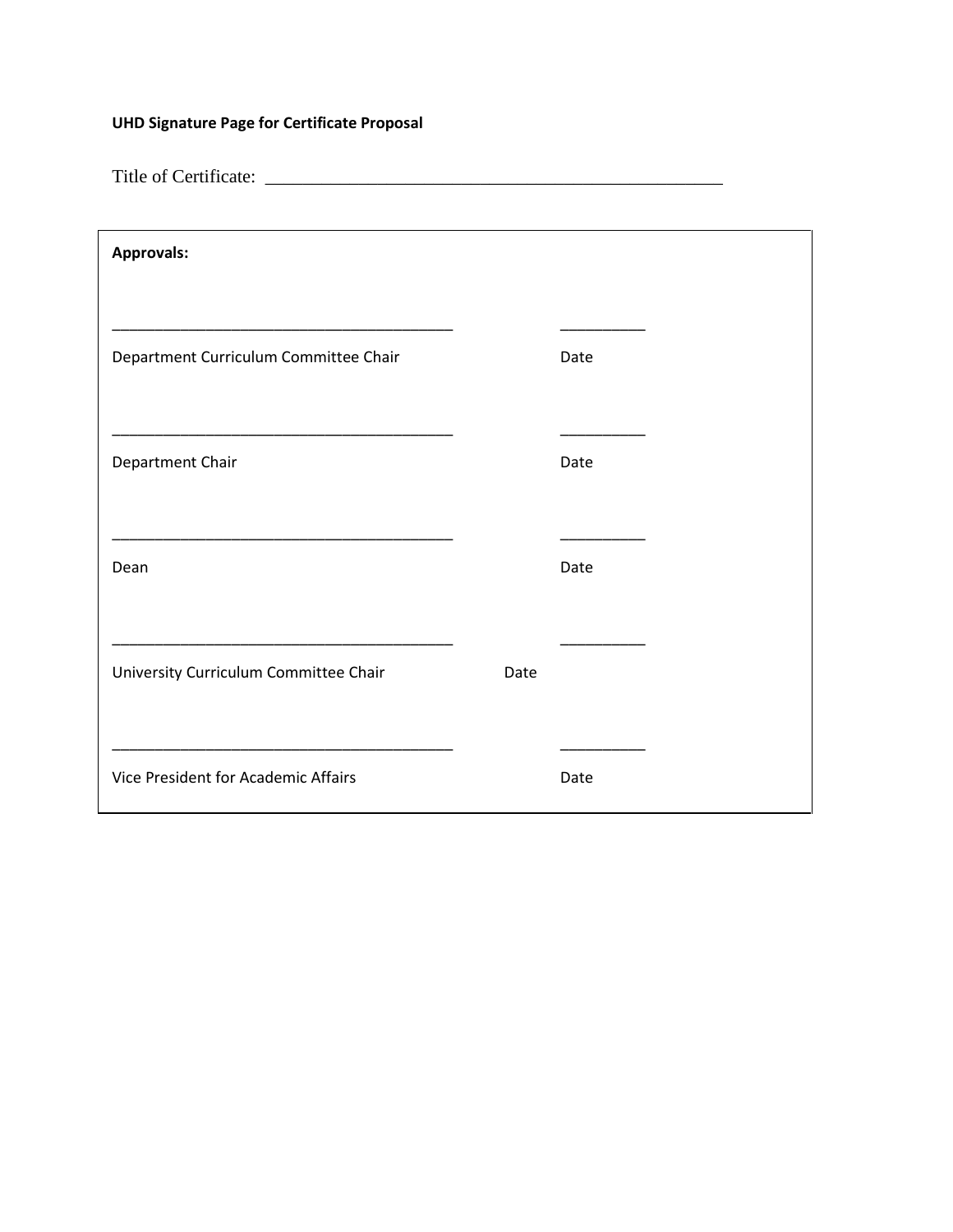**UHD Signature Page for Certificate Proposal**

Title of Certificate: ___________________________________________________

**Approvals:**

_______________________________________ __________

Department Curriculum Committee Chair Date

_______________________________________ __________

Department Chair Date

_______________________________________ __________

Dean Date

_______________________________________ __________

University Curriculum Committee Chair Date

_______________________________________ __________

Vice President for Academic Affairs Date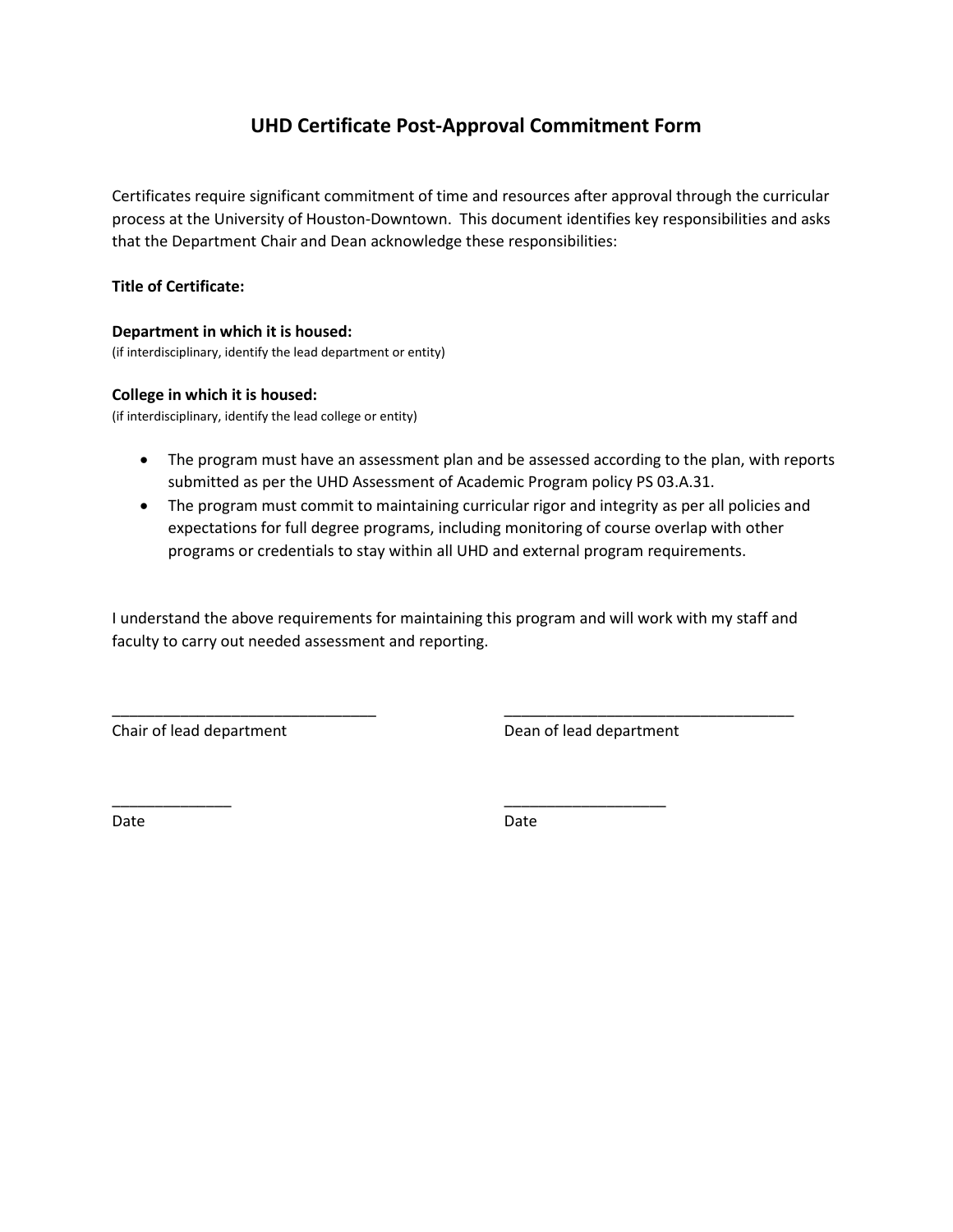# UHD Certificate Post-Approval Commitment Form

Certificates require significant commitment of time and resources after approval through the curricular process at the University of Houston-Downtown. This document identifies key responsibilities and asks that the Department Chair and Dean acknowledge these responsibilities:

**Title of Certificate:**

**Department in which it is housed:**
(if interdisciplinary, identify the lead department or entity)

**College in which it is housed:**
(if interdisciplinary, identify the lead college or entity)

- The program must have an assessment plan and be assessed according to the plan, with reports submitted as per the UHD Assessment of Academic Program policy PS 03.A.31.
- The program must commit to maintaining curricular rigor and integrity as per all policies and expectations for full degree programs, including monitoring of course overlap with other programs or credentials to stay within all UHD and external program requirements.

I understand the above requirements for maintaining this program and will work with my staff and faculty to carry out needed assessment and reporting.

| | |
|---|---|
| _______________________________ | __________________________________ |
| Chair of lead department | Dean of lead department |
| ______________ | ___________________ |
| Date | Date |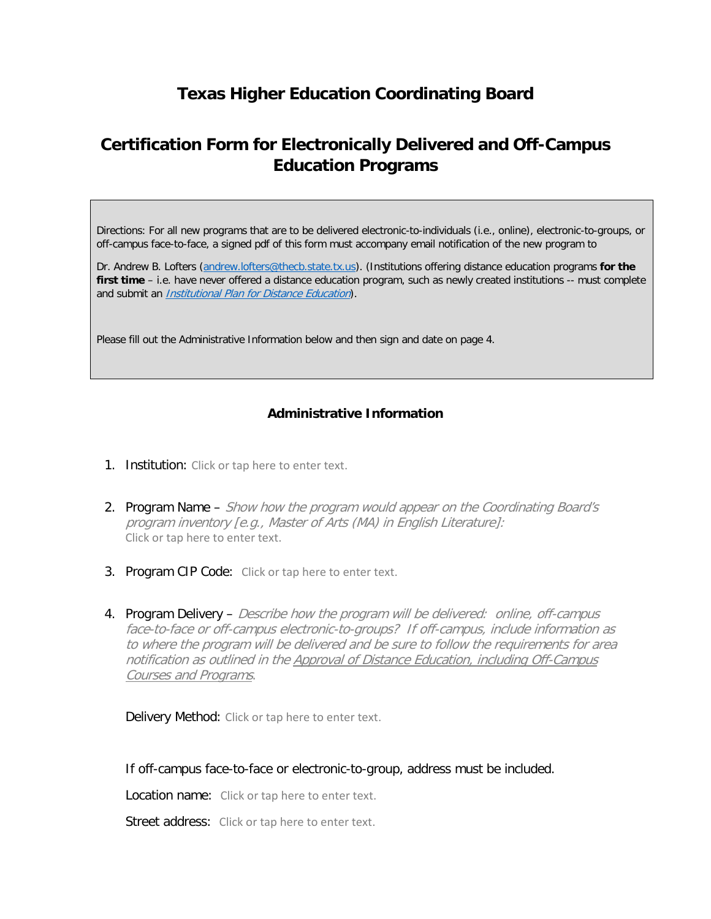# Texas Higher Education Coordinating Board

## Certification Form for Electronically Delivered and Off-Campus Education Programs

Directions: For all new programs that are to be delivered electronic-to-individuals (i.e., online), electronic-to-groups, or off-campus face-to-face, a signed pdf of this form must accompany email notification of the new program to

Dr. Andrew B. Lofters (andrew.lofters@thecb.state.tx.us). (Institutions offering distance education programs **for the first time** – i.e. have never offered a distance education program, such as newly created institutions -- must complete and submit an *Institutional Plan for Distance Education*).

Please fill out the Administrative Information below and then sign and date on page 4.

### Administrative Information

1. Institution: Click or tap here to enter text.

2. Program Name – *Show how the program would appear on the Coordinating Board's program inventory [e.g., Master of Arts (MA) in English Literature]:*
   Click or tap here to enter text.

3. Program CIP Code: Click or tap here to enter text.

4. Program Delivery – *Describe how the program will be delivered: online, off-campus face-to-face or off-campus electronic-to-groups? If off-campus, include information as to where the program will be delivered and be sure to follow the requirements for area notification as outlined in the Approval of Distance Education, including Off-Campus Courses and Programs.*

   Delivery Method: Click or tap here to enter text.

   If off-campus face-to-face or electronic-to-group, address must be included.

   Location name: Click or tap here to enter text.

   Street address: Click or tap here to enter text.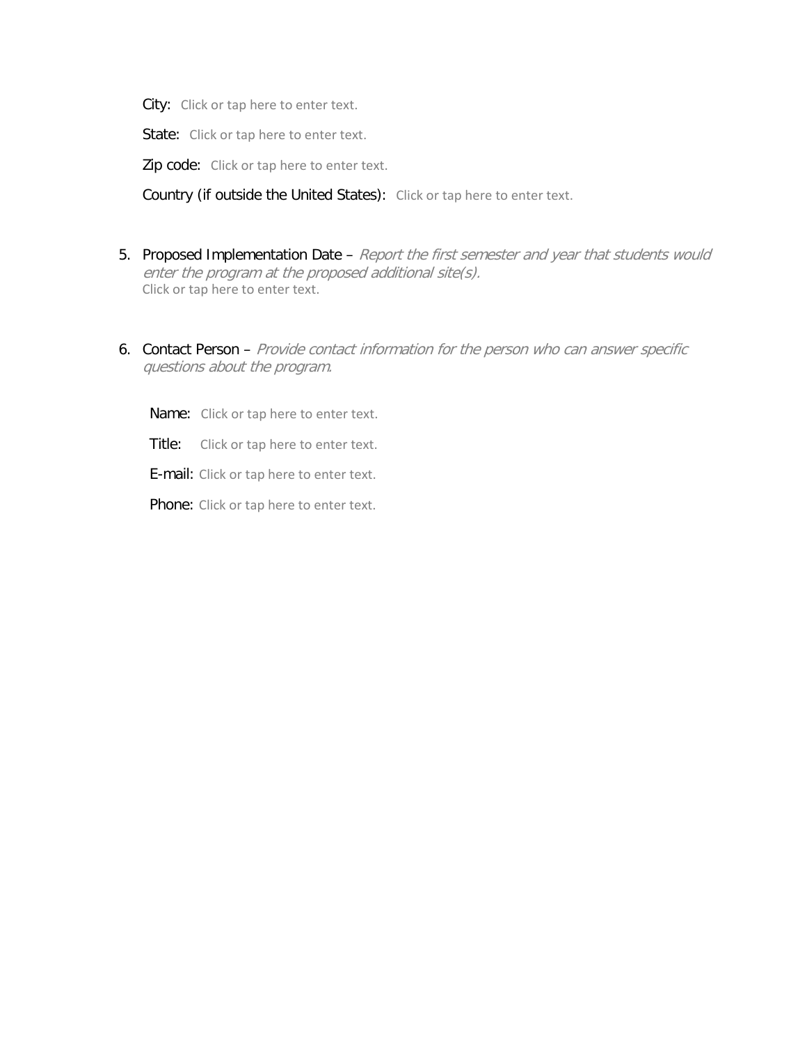City: Click or tap here to enter text.

State: Click or tap here to enter text.

Zip code: Click or tap here to enter text.

Country (if outside the United States): Click or tap here to enter text.

5. Proposed Implementation Date – *Report the first semester and year that students would enter the program at the proposed additional site(s).*
   Click or tap here to enter text.

6. Contact Person – *Provide contact information for the person who can answer specific questions about the program.*

   Name: Click or tap here to enter text.

   Title: Click or tap here to enter text.

   E-mail: Click or tap here to enter text.

   Phone: Click or tap here to enter text.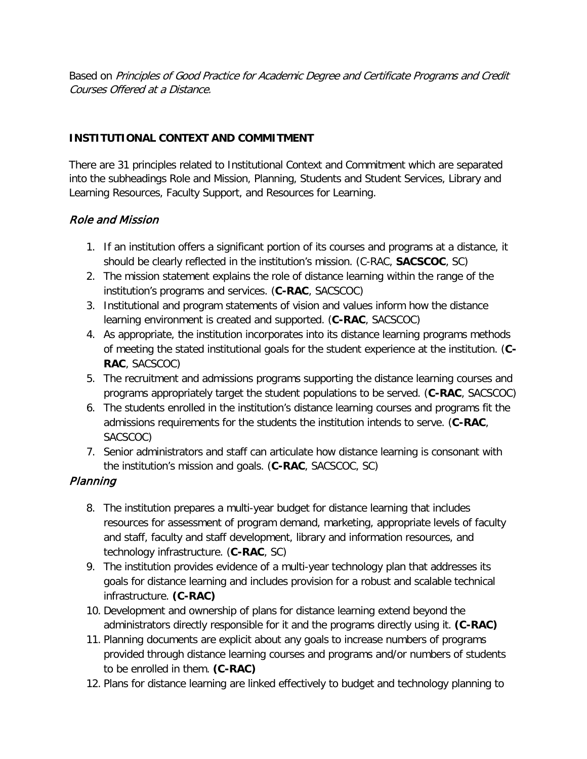Based on *Principles of Good Practice for Academic Degree and Certificate Programs and Credit Courses Offered at a Distance.*

## INSTITUTIONAL CONTEXT AND COMMITMENT

There are 31 principles related to Institutional Context and Commitment which are separated into the subheadings Role and Mission, Planning, Students and Student Services, Library and Learning Resources, Faculty Support, and Resources for Learning.

### *Role and Mission*

1. If an institution offers a significant portion of its courses and programs at a distance, it should be clearly reflected in the institution's mission. (C-RAC, **SACSCOC**, SC)
2. The mission statement explains the role of distance learning within the range of the institution's programs and services. (**C-RAC**, SACSCOC)
3. Institutional and program statements of vision and values inform how the distance learning environment is created and supported. (**C-RAC**, SACSCOC)
4. As appropriate, the institution incorporates into its distance learning programs methods of meeting the stated institutional goals for the student experience at the institution. (**C-RAC**, SACSCOC)
5. The recruitment and admissions programs supporting the distance learning courses and programs appropriately target the student populations to be served. (**C-RAC**, SACSCOC)
6. The students enrolled in the institution's distance learning courses and programs fit the admissions requirements for the students the institution intends to serve. (**C-RAC**, SACSCOC)
7. Senior administrators and staff can articulate how distance learning is consonant with the institution's mission and goals. (**C-RAC**, SACSCOC, SC)

### *Planning*

8. The institution prepares a multi-year budget for distance learning that includes resources for assessment of program demand, marketing, appropriate levels of faculty and staff, faculty and staff development, library and information resources, and technology infrastructure. (**C-RAC**, SC)
9. The institution provides evidence of a multi-year technology plan that addresses its goals for distance learning and includes provision for a robust and scalable technical infrastructure. **(C-RAC)**
10. Development and ownership of plans for distance learning extend beyond the administrators directly responsible for it and the programs directly using it. **(C-RAC)**
11. Planning documents are explicit about any goals to increase numbers of programs provided through distance learning courses and programs and/or numbers of students to be enrolled in them. **(C-RAC)**
12. Plans for distance learning are linked effectively to budget and technology planning to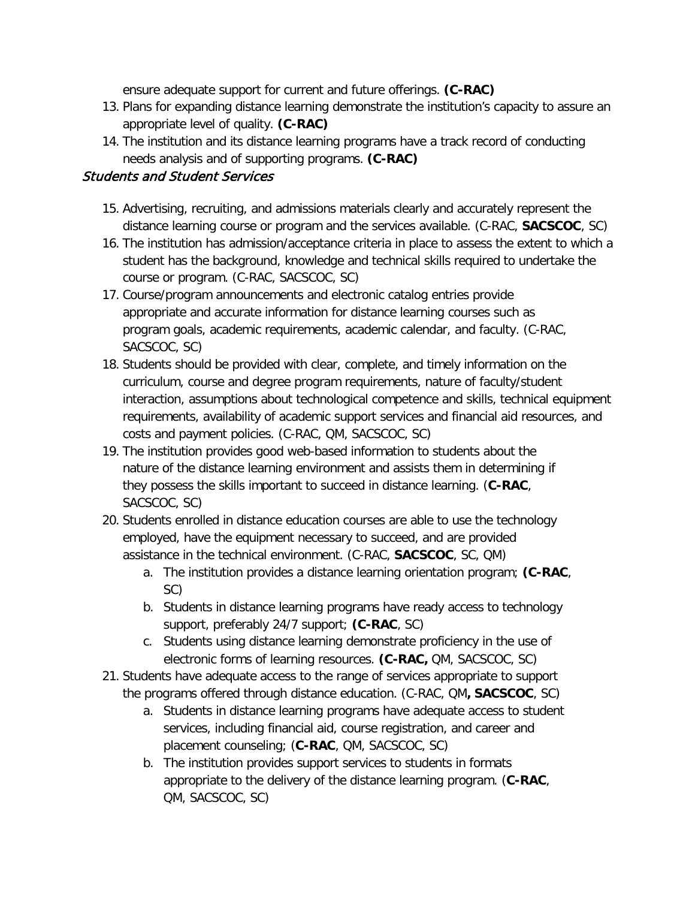ensure adequate support for current and future offerings. **(C-RAC)**

13. Plans for expanding distance learning demonstrate the institution's capacity to assure an appropriate level of quality. **(C-RAC)**
14. The institution and its distance learning programs have a track record of conducting needs analysis and of supporting programs. **(C-RAC)**

### *Students and Student Services*

15. Advertising, recruiting, and admissions materials clearly and accurately represent the distance learning course or program and the services available. (C-RAC, **SACSCOC**, SC)
16. The institution has admission/acceptance criteria in place to assess the extent to which a student has the background, knowledge and technical skills required to undertake the course or program. (C-RAC, SACSCOC, SC)
17. Course/program announcements and electronic catalog entries provide appropriate and accurate information for distance learning courses such as program goals, academic requirements, academic calendar, and faculty. (C-RAC, SACSCOC, SC)
18. Students should be provided with clear, complete, and timely information on the curriculum, course and degree program requirements, nature of faculty/student interaction, assumptions about technological competence and skills, technical equipment requirements, availability of academic support services and financial aid resources, and costs and payment policies. (C-RAC, QM, SACSCOC, SC)
19. The institution provides good web-based information to students about the nature of the distance learning environment and assists them in determining if they possess the skills important to succeed in distance learning. (**C-RAC**, SACSCOC, SC)
20. Students enrolled in distance education courses are able to use the technology employed, have the equipment necessary to succeed, and are provided assistance in the technical environment. (C-RAC, **SACSCOC**, SC, QM)
    a. The institution provides a distance learning orientation program; **(C-RAC**, SC)
    b. Students in distance learning programs have ready access to technology support, preferably 24/7 support; **(C-RAC**, SC)
    c. Students using distance learning demonstrate proficiency in the use of electronic forms of learning resources. **(C-RAC,** QM, SACSCOC, SC)
21. Students have adequate access to the range of services appropriate to support the programs offered through distance education. (C-RAC, QM**, SACSCOC**, SC)
    a. Students in distance learning programs have adequate access to student services, including financial aid, course registration, and career and placement counseling; (**C-RAC**, QM, SACSCOC, SC)
    b. The institution provides support services to students in formats appropriate to the delivery of the distance learning program. (**C-RAC**, QM, SACSCOC, SC)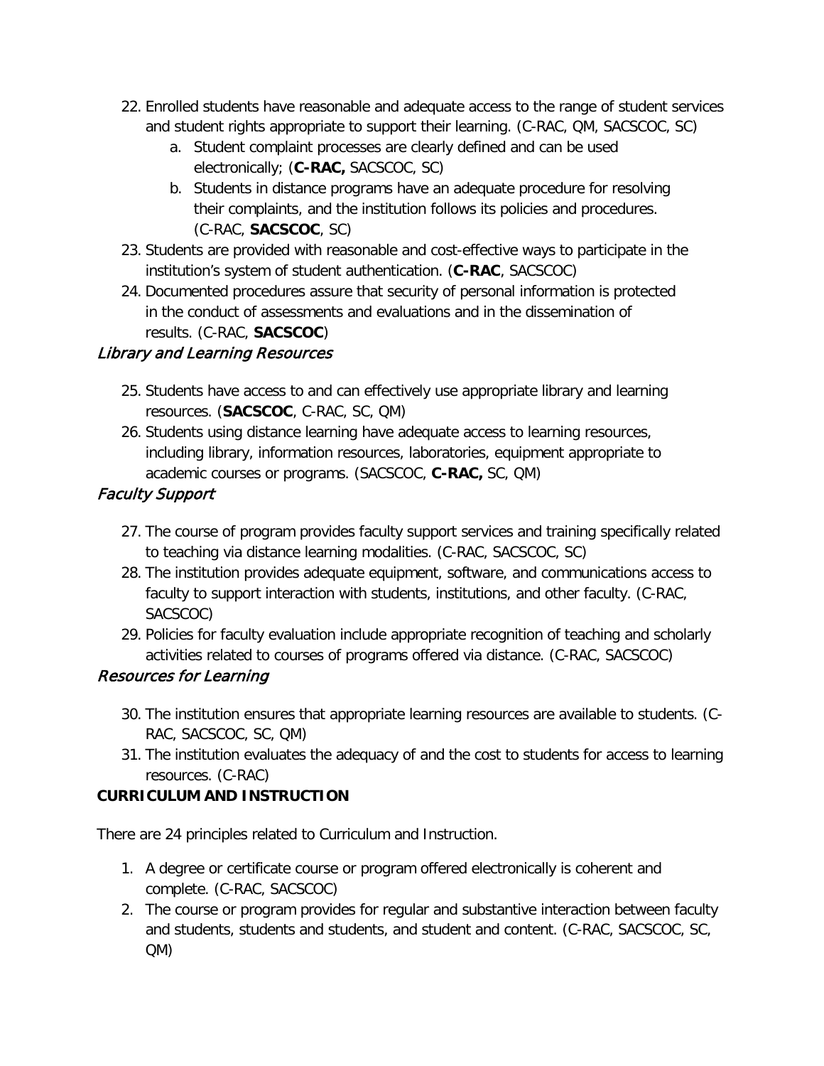22. Enrolled students have reasonable and adequate access to the range of student services and student rights appropriate to support their learning. (C-RAC, QM, SACSCOC, SC)
    a. Student complaint processes are clearly defined and can be used electronically; (**C-RAC,** SACSCOC, SC)
    b. Students in distance programs have an adequate procedure for resolving their complaints, and the institution follows its policies and procedures. (C-RAC, **SACSCOC**, SC)
23. Students are provided with reasonable and cost-effective ways to participate in the institution's system of student authentication. (**C-RAC**, SACSCOC)
24. Documented procedures assure that security of personal information is protected in the conduct of assessments and evaluations and in the dissemination of results. (C-RAC, **SACSCOC**)

### *Library and Learning Resources*

25. Students have access to and can effectively use appropriate library and learning resources. (**SACSCOC**, C-RAC, SC, QM)
26. Students using distance learning have adequate access to learning resources, including library, information resources, laboratories, equipment appropriate to academic courses or programs. (SACSCOC, **C-RAC,** SC, QM)

### *Faculty Support*

27. The course of program provides faculty support services and training specifically related to teaching via distance learning modalities. (C-RAC, SACSCOC, SC)
28. The institution provides adequate equipment, software, and communications access to faculty to support interaction with students, institutions, and other faculty. (C-RAC, SACSCOC)
29. Policies for faculty evaluation include appropriate recognition of teaching and scholarly activities related to courses of programs offered via distance. (C-RAC, SACSCOC)

### *Resources for Learning*

30. The institution ensures that appropriate learning resources are available to students. (C-RAC, SACSCOC, SC, QM)
31. The institution evaluates the adequacy of and the cost to students for access to learning resources. (C-RAC)

**CURRICULUM AND INSTRUCTION**

There are 24 principles related to Curriculum and Instruction.

1. A degree or certificate course or program offered electronically is coherent and complete. (C-RAC, SACSCOC)
2. The course or program provides for regular and substantive interaction between faculty and students, students and students, and student and content. (C-RAC, SACSCOC, SC, QM)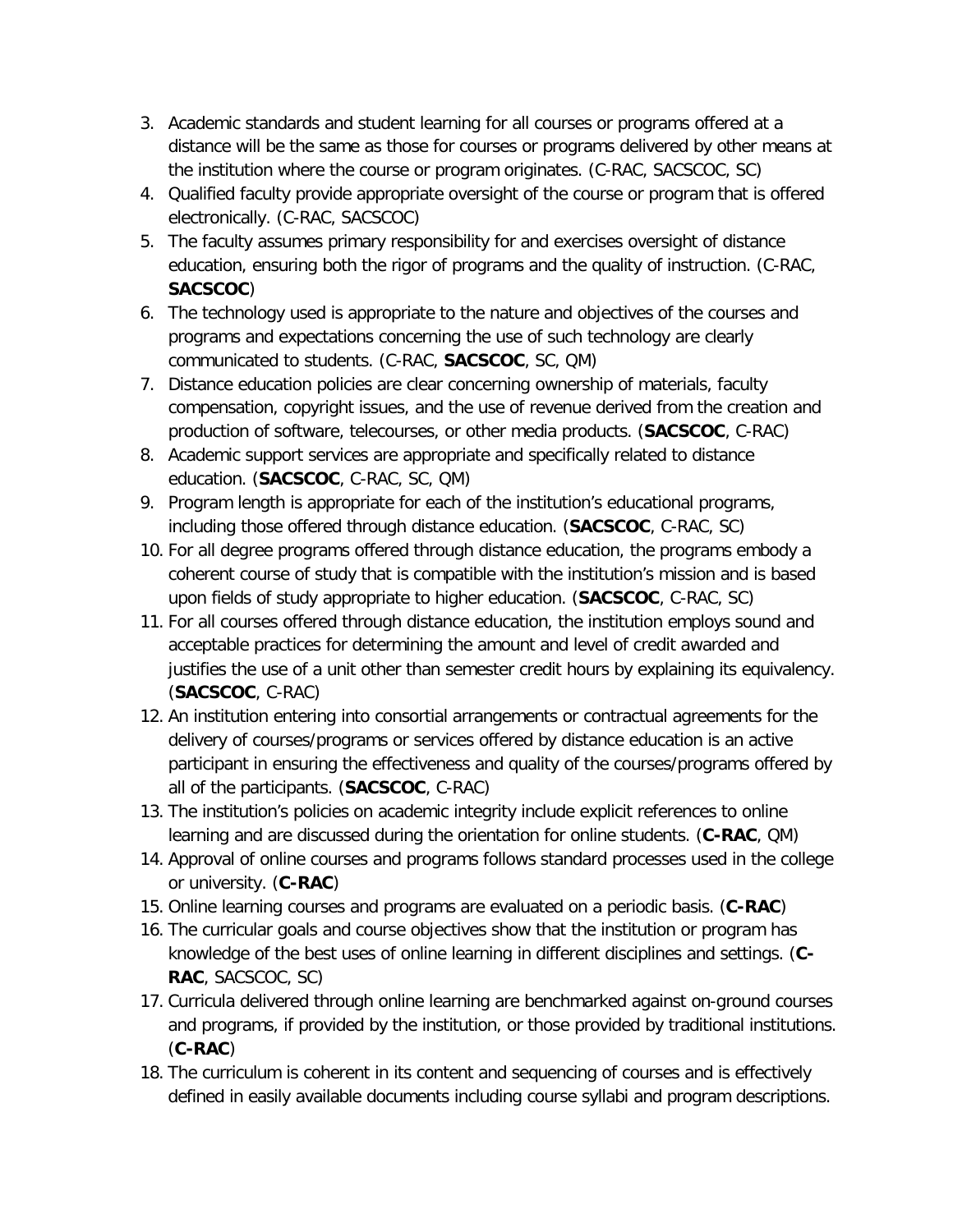3. Academic standards and student learning for all courses or programs offered at a distance will be the same as those for courses or programs delivered by other means at the institution where the course or program originates. (C-RAC, SACSCOC, SC)
4. Qualified faculty provide appropriate oversight of the course or program that is offered electronically. (C-RAC, SACSCOC)
5. The faculty assumes primary responsibility for and exercises oversight of distance education, ensuring both the rigor of programs and the quality of instruction. (C-RAC, **SACSCOC**)
6. The technology used is appropriate to the nature and objectives of the courses and programs and expectations concerning the use of such technology are clearly communicated to students. (C-RAC, **SACSCOC**, SC, QM)
7. Distance education policies are clear concerning ownership of materials, faculty compensation, copyright issues, and the use of revenue derived from the creation and production of software, telecourses, or other media products. (**SACSCOC**, C-RAC)
8. Academic support services are appropriate and specifically related to distance education. (**SACSCOC**, C-RAC, SC, QM)
9. Program length is appropriate for each of the institution's educational programs, including those offered through distance education. (**SACSCOC**, C-RAC, SC)
10. For all degree programs offered through distance education, the programs embody a coherent course of study that is compatible with the institution's mission and is based upon fields of study appropriate to higher education. (**SACSCOC**, C-RAC, SC)
11. For all courses offered through distance education, the institution employs sound and acceptable practices for determining the amount and level of credit awarded and justifies the use of a unit other than semester credit hours by explaining its equivalency. (**SACSCOC**, C-RAC)
12. An institution entering into consortial arrangements or contractual agreements for the delivery of courses/programs or services offered by distance education is an active participant in ensuring the effectiveness and quality of the courses/programs offered by all of the participants. (**SACSCOC**, C-RAC)
13. The institution's policies on academic integrity include explicit references to online learning and are discussed during the orientation for online students. (**C-RAC**, QM)
14. Approval of online courses and programs follows standard processes used in the college or university. (**C-RAC**)
15. Online learning courses and programs are evaluated on a periodic basis. (**C-RAC**)
16. The curricular goals and course objectives show that the institution or program has knowledge of the best uses of online learning in different disciplines and settings. (**C-RAC**, SACSCOC, SC)
17. Curricula delivered through online learning are benchmarked against on-ground courses and programs, if provided by the institution, or those provided by traditional institutions. (**C-RAC**)
18. The curriculum is coherent in its content and sequencing of courses and is effectively defined in easily available documents including course syllabi and program descriptions.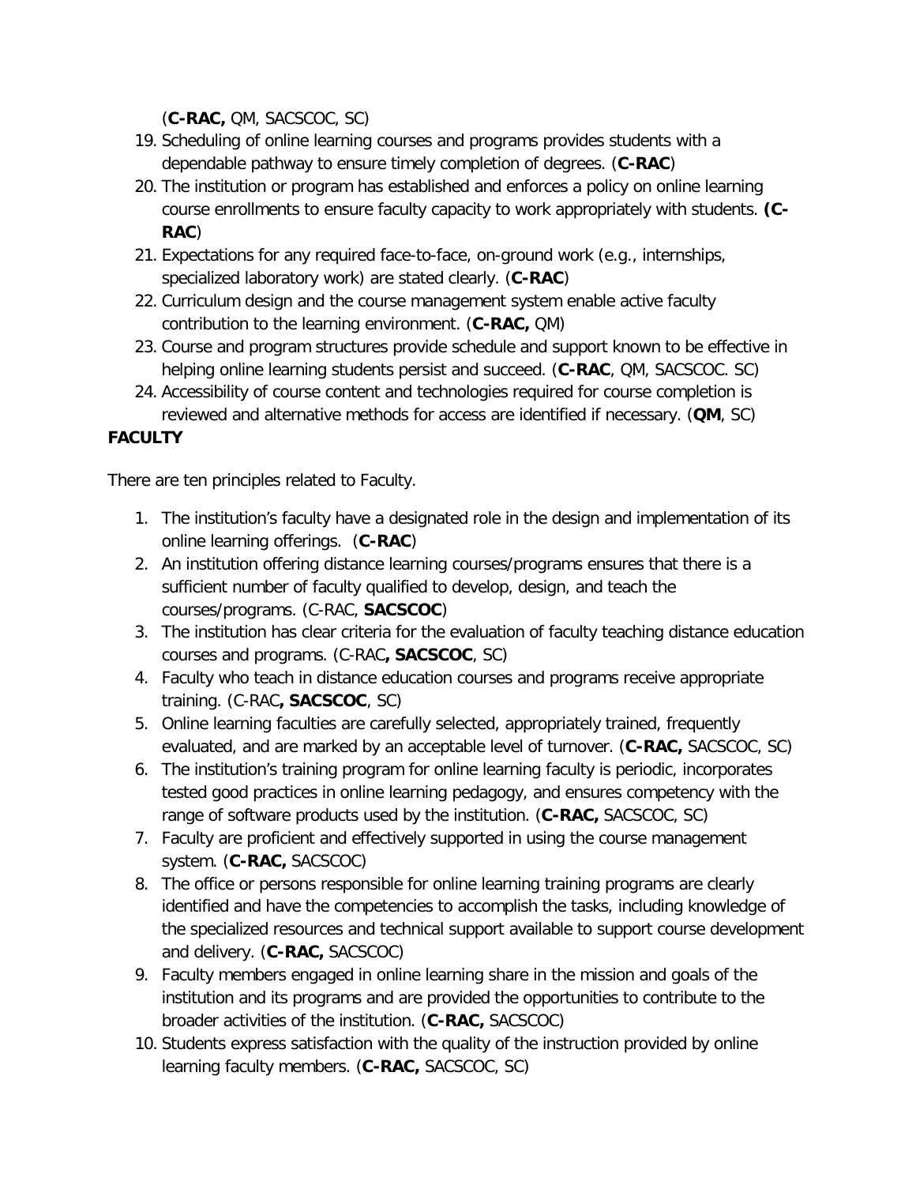(**C-RAC,** QM, SACSCOC, SC)

19. Scheduling of online learning courses and programs provides students with a dependable pathway to ensure timely completion of degrees. (**C-RAC**)
20. The institution or program has established and enforces a policy on online learning course enrollments to ensure faculty capacity to work appropriately with students. **(C-RAC**)
21. Expectations for any required face-to-face, on-ground work (e.g., internships, specialized laboratory work) are stated clearly. (**C-RAC**)
22. Curriculum design and the course management system enable active faculty contribution to the learning environment. (**C-RAC,** QM)
23. Course and program structures provide schedule and support known to be effective in helping online learning students persist and succeed. (**C-RAC**, QM, SACSCOC. SC)
24. Accessibility of course content and technologies required for course completion is reviewed and alternative methods for access are identified if necessary. (**QM**, SC)

**FACULTY**

There are ten principles related to Faculty.

1. The institution's faculty have a designated role in the design and implementation of its online learning offerings. (**C-RAC**)
2. An institution offering distance learning courses/programs ensures that there is a sufficient number of faculty qualified to develop, design, and teach the courses/programs. (C-RAC, **SACSCOC**)
3. The institution has clear criteria for the evaluation of faculty teaching distance education courses and programs. (C-RAC**, SACSCOC**, SC)
4. Faculty who teach in distance education courses and programs receive appropriate training. (C-RAC**, SACSCOC**, SC)
5. Online learning faculties are carefully selected, appropriately trained, frequently evaluated, and are marked by an acceptable level of turnover. (**C-RAC,** SACSCOC, SC)
6. The institution's training program for online learning faculty is periodic, incorporates tested good practices in online learning pedagogy, and ensures competency with the range of software products used by the institution. (**C-RAC,** SACSCOC, SC)
7. Faculty are proficient and effectively supported in using the course management system. (**C-RAC,** SACSCOC)
8. The office or persons responsible for online learning training programs are clearly identified and have the competencies to accomplish the tasks, including knowledge of the specialized resources and technical support available to support course development and delivery. (**C-RAC,** SACSCOC)
9. Faculty members engaged in online learning share in the mission and goals of the institution and its programs and are provided the opportunities to contribute to the broader activities of the institution. (**C-RAC,** SACSCOC)
10. Students express satisfaction with the quality of the instruction provided by online learning faculty members. (**C-RAC,** SACSCOC, SC)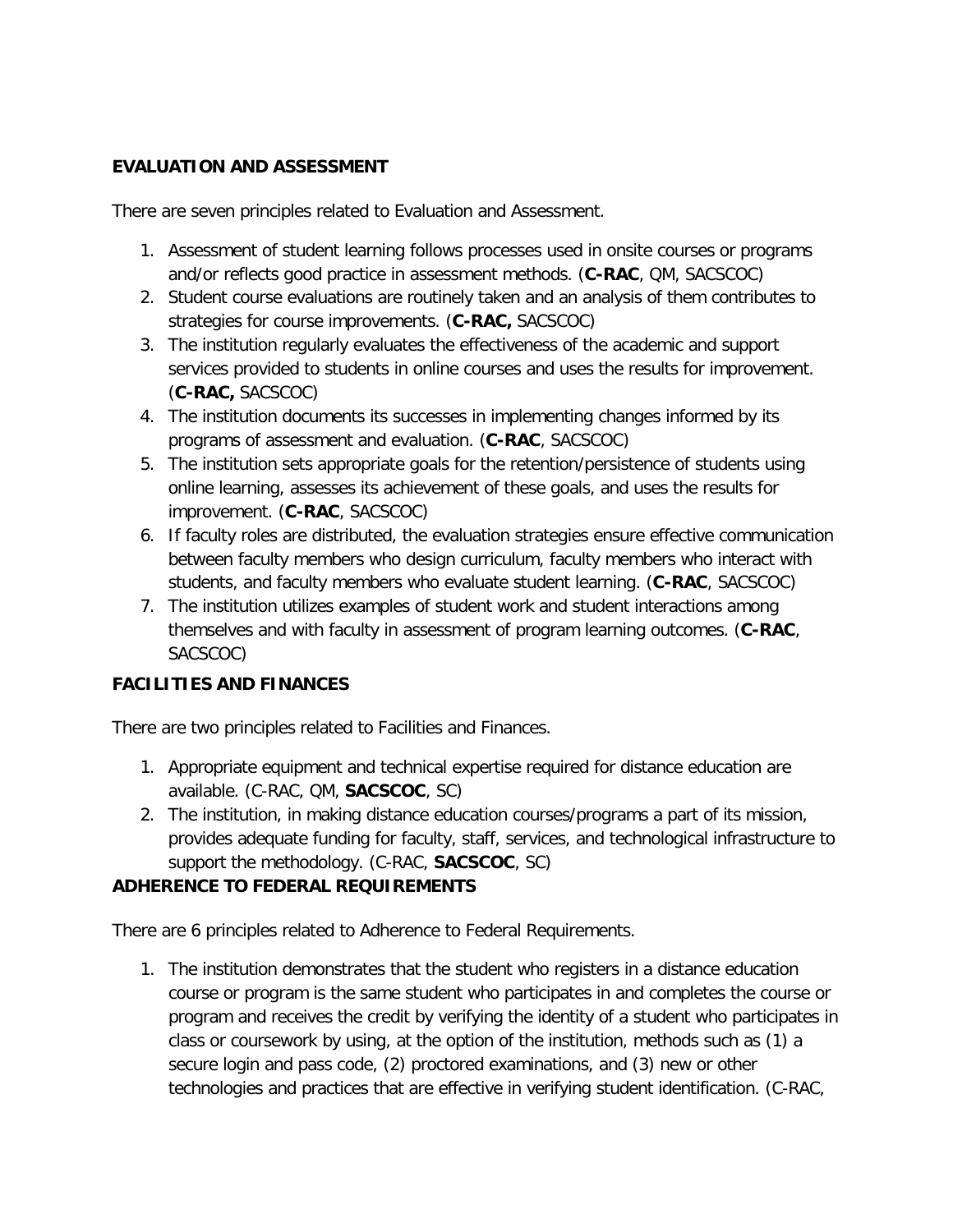**EVALUATION AND ASSESSMENT**

There are seven principles related to Evaluation and Assessment.

1. Assessment of student learning follows processes used in onsite courses or programs and/or reflects good practice in assessment methods. (**C-RAC**, QM, SACSCOC)
2. Student course evaluations are routinely taken and an analysis of them contributes to strategies for course improvements. (**C-RAC,** SACSCOC)
3. The institution regularly evaluates the effectiveness of the academic and support services provided to students in online courses and uses the results for improvement. (**C-RAC,** SACSCOC)
4. The institution documents its successes in implementing changes informed by its programs of assessment and evaluation. (**C-RAC**, SACSCOC)
5. The institution sets appropriate goals for the retention/persistence of students using online learning, assesses its achievement of these goals, and uses the results for improvement. (**C-RAC**, SACSCOC)
6. If faculty roles are distributed, the evaluation strategies ensure effective communication between faculty members who design curriculum, faculty members who interact with students, and faculty members who evaluate student learning. (**C-RAC**, SACSCOC)
7. The institution utilizes examples of student work and student interactions among themselves and with faculty in assessment of program learning outcomes. (**C-RAC**, SACSCOC)

**FACILITIES AND FINANCES**

There are two principles related to Facilities and Finances.

1. Appropriate equipment and technical expertise required for distance education are available. (C-RAC, QM, **SACSCOC**, SC)
2. The institution, in making distance education courses/programs a part of its mission, provides adequate funding for faculty, staff, services, and technological infrastructure to support the methodology. (C-RAC, **SACSCOC**, SC)

**ADHERENCE TO FEDERAL REQUIREMENTS**

There are 6 principles related to Adherence to Federal Requirements.

1. The institution demonstrates that the student who registers in a distance education course or program is the same student who participates in and completes the course or program and receives the credit by verifying the identity of a student who participates in class or coursework by using, at the option of the institution, methods such as (1) a secure login and pass code, (2) proctored examinations, and (3) new or other technologies and practices that are effective in verifying student identification. (C-RAC,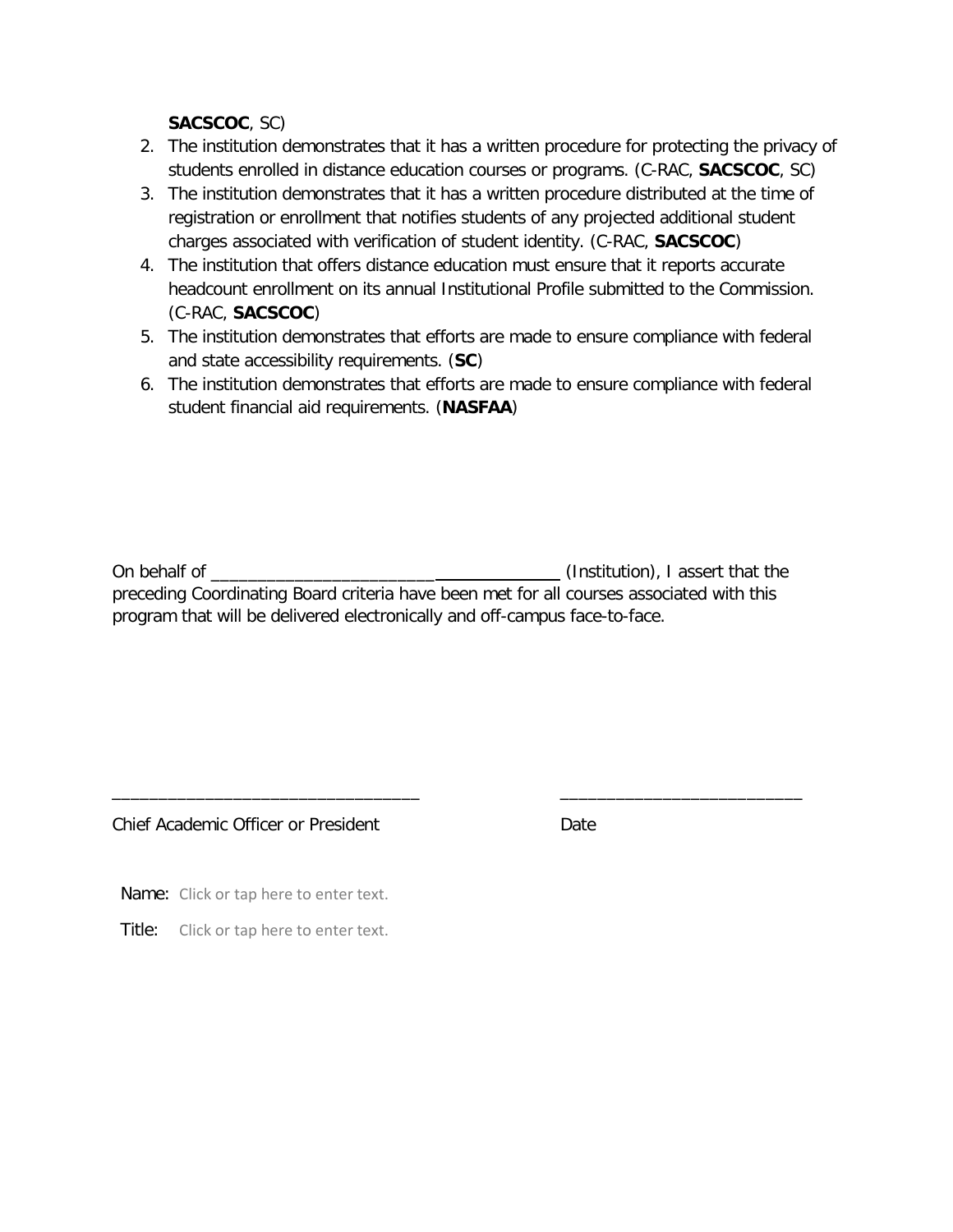**SACSCOC**, SC)

2. The institution demonstrates that it has a written procedure for protecting the privacy of students enrolled in distance education courses or programs. (C-RAC, **SACSCOC**, SC)
3. The institution demonstrates that it has a written procedure distributed at the time of registration or enrollment that notifies students of any projected additional student charges associated with verification of student identity. (C-RAC, **SACSCOC**)
4. The institution that offers distance education must ensure that it reports accurate headcount enrollment on its annual Institutional Profile submitted to the Commission. (C-RAC, **SACSCOC**)
5. The institution demonstrates that efforts are made to ensure compliance with federal and state accessibility requirements. (**SC**)
6. The institution demonstrates that efforts are made to ensure compliance with federal student financial aid requirements. (**NASFAA**)

On behalf of ________________________________________ (Institution), I assert that the preceding Coordinating Board criteria have been met for all courses associated with this program that will be delivered electronically and off-campus face-to-face.

_________________________________ &nbsp;&nbsp;&nbsp;&nbsp;&nbsp;&nbsp;&nbsp;&nbsp;&nbsp;&nbsp; __________________________

Chief Academic Officer or President &nbsp;&nbsp;&nbsp;&nbsp;&nbsp;&nbsp;&nbsp;&nbsp;&nbsp;&nbsp; Date

Name: Click or tap here to enter text.

Title: Click or tap here to enter text.